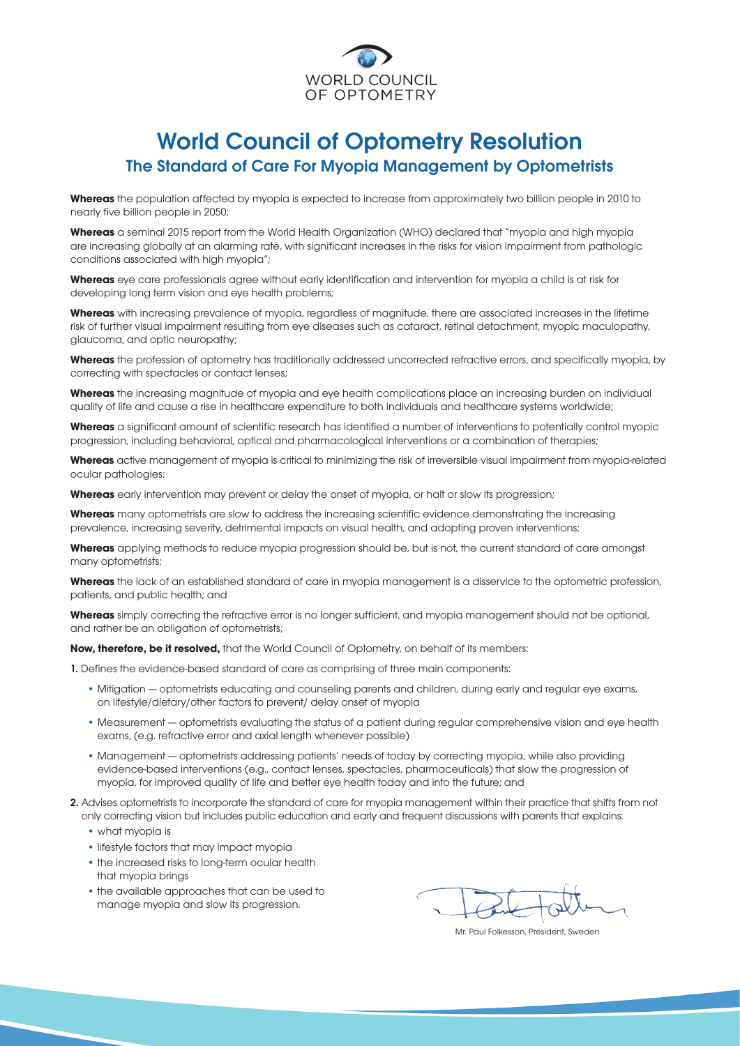WORLD COUNCIL OF OPTOMETRY

# World Council of Optometry Resolution

## The Standard of Care For Myopia Management by Optometrists

**Whereas** the population affected by myopia is expected to increase from approximately two billion people in 2010 to nearly five billion people in 2050;

**Whereas** a seminal 2015 report from the World Health Organization (WHO) declared that "myopia and high myopia are increasing globally at an alarming rate, with significant increases in the risks for vision impairment from pathologic conditions associated with high myopia";

**Whereas** eye care professionals agree without early identification and intervention for myopia a child is at risk for developing long term vision and eye health problems;

**Whereas** with increasing prevalence of myopia, regardless of magnitude, there are associated increases in the lifetime risk of further visual impairment resulting from eye diseases such as cataract, retinal detachment, myopic maculopathy, glaucoma, and optic neuropathy;

**Whereas** the profession of optometry has traditionally addressed uncorrected refractive errors, and specifically myopia, by correcting with spectacles or contact lenses;

**Whereas** the increasing magnitude of myopia and eye health complications place an increasing burden on individual quality of life and cause a rise in healthcare expenditure to both individuals and healthcare systems worldwide;

**Whereas** a significant amount of scientific research has identified a number of interventions to potentially control myopic progression, including behavioral, optical and pharmacological interventions or a combination of therapies;

**Whereas** active management of myopia is critical to minimizing the risk of irreversible visual impairment from myopia-related ocular pathologies;

**Whereas** early intervention may prevent or delay the onset of myopia, or halt or slow its progression;

**Whereas** many optometrists are slow to address the increasing scientific evidence demonstrating the increasing prevalence, increasing severity, detrimental impacts on visual health, and adopting proven interventions;

**Whereas** applying methods to reduce myopia progression should be, but is not, the current standard of care amongst many optometrists;

**Whereas** the lack of an established standard of care in myopia management is a disservice to the optometric profession, patients, and public health; and

**Whereas** simply correcting the refractive error is no longer sufficient, and myopia management should not be optional, and rather be an obligation of optometrists;

**Now, therefore, be it resolved,** that the World Council of Optometry, on behalf of its members:

**1.** Defines the evidence-based standard of care as comprising of three main components:

- Mitigation — optometrists educating and counseling parents and children, during early and regular eye exams, on lifestyle/dietary/other factors to prevent/ delay onset of myopia
- Measurement — optometrists evaluating the status of a patient during regular comprehensive vision and eye health exams, (e.g. refractive error and axial length whenever possible)
- Management — optometrists addressing patients' needs of today by correcting myopia, while also providing evidence-based interventions (e.g., contact lenses, spectacles, pharmaceuticals) that slow the progression of myopia, for improved quality of life and better eye health today and into the future; and

**2.** Advises optometrists to incorporate the standard of care for myopia management within their practice that shifts from not only correcting vision but includes public education and early and frequent discussions with parents that explains:

- what myopia is
- lifestyle factors that may impact myopia
- the increased risks to long-term ocular health that myopia brings
- the available approaches that can be used to manage myopia and slow its progression.

Mr. Paul Folkesson, President, Sweden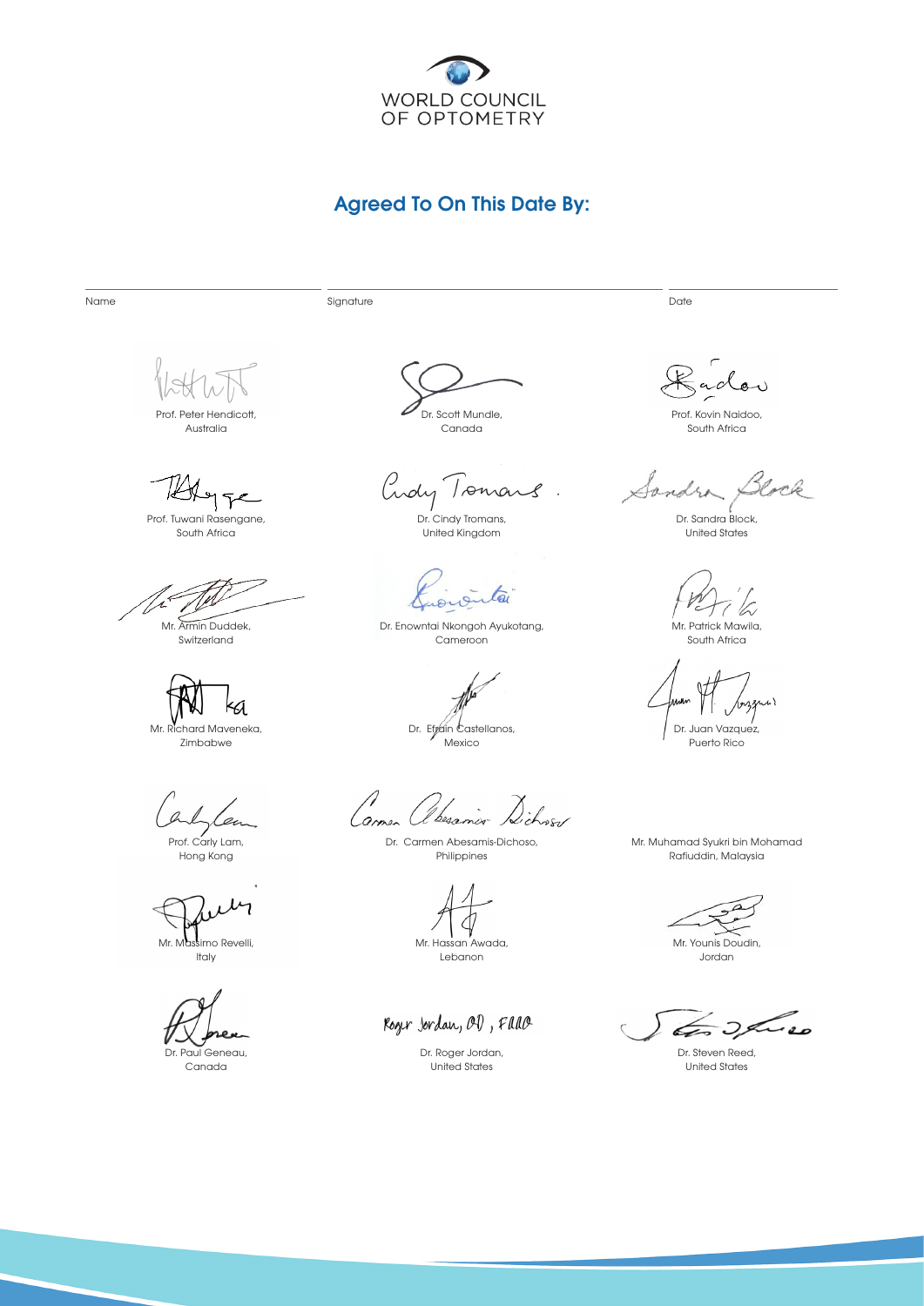WORLD COUNCIL OF OPTOMETRY

## Agreed To On This Date By:

| Name | Signature | Date |
| --- | --- | --- |

Prof. Peter Hendicott, Australia

Dr. Scott Mundle, Canada

Prof. Kovin Naidoo, South Africa

Prof. Tuwani Rasengane, South Africa

Dr. Cindy Tromans, United Kingdom

Dr. Sandra Block, United States

Mr. Armin Duddek, Switzerland

Dr. Enowntai Nkongoh Ayukotang, Cameroon

Mr. Patrick Mawila, South Africa

Mr. Richard Maveneka, Zimbabwe

Dr. Efrain Castellanos, Mexico

Dr. Juan Vazquez, Puerto Rico

Prof. Carly Lam, Hong Kong

Dr. Carmen Abesamis-Dichoso, Philippines

Mr. Muhamad Syukri bin Mohamad Rafiuddin, Malaysia

Mr. Massimo Revelli, Italy

Mr. Hassan Awada, Lebanon

Mr. Younis Doudin, Jordan

Dr. Paul Geneau, Canada

Roger Jordan, OD, FAAO

Dr. Roger Jordan, United States

Dr. Steven Reed, United States